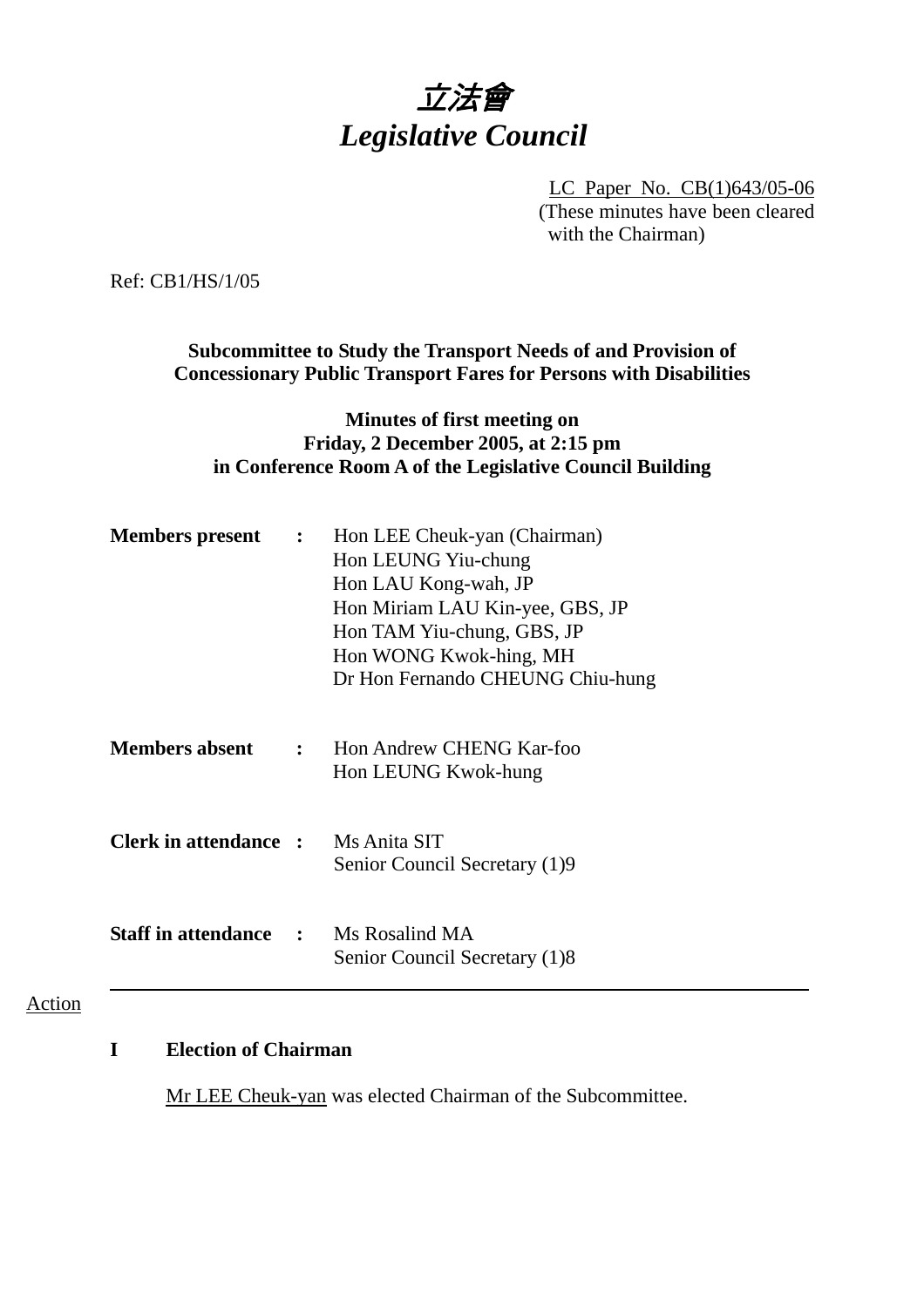# 立法會
# *Legislative Council*

LC Paper No. CB(1)643/05-06
(These minutes have been cleared with the Chairman)

Ref: CB1/HS/1/05

**Subcommittee to Study the Transport Needs of and Provision of Concessionary Public Transport Fares for Persons with Disabilities**

**Minutes of first meeting on Friday, 2 December 2005, at 2:15 pm in Conference Room A of the Legislative Council Building**

**Members present :** Hon LEE Cheuk-yan (Chairman)
Hon LEUNG Yiu-chung
Hon LAU Kong-wah, JP
Hon Miriam LAU Kin-yee, GBS, JP
Hon TAM Yiu-chung, GBS, JP
Hon WONG Kwok-hing, MH
Dr Hon Fernando CHEUNG Chiu-hung

**Members absent :** Hon Andrew CHENG Kar-foo
Hon LEUNG Kwok-hung

**Clerk in attendance :** Ms Anita SIT
Senior Council Secretary (1)9

**Staff in attendance :** Ms Rosalind MA
Senior Council Secretary (1)8

---

Action

## I Election of Chairman

Mr LEE Cheuk-yan was elected Chairman of the Subcommittee.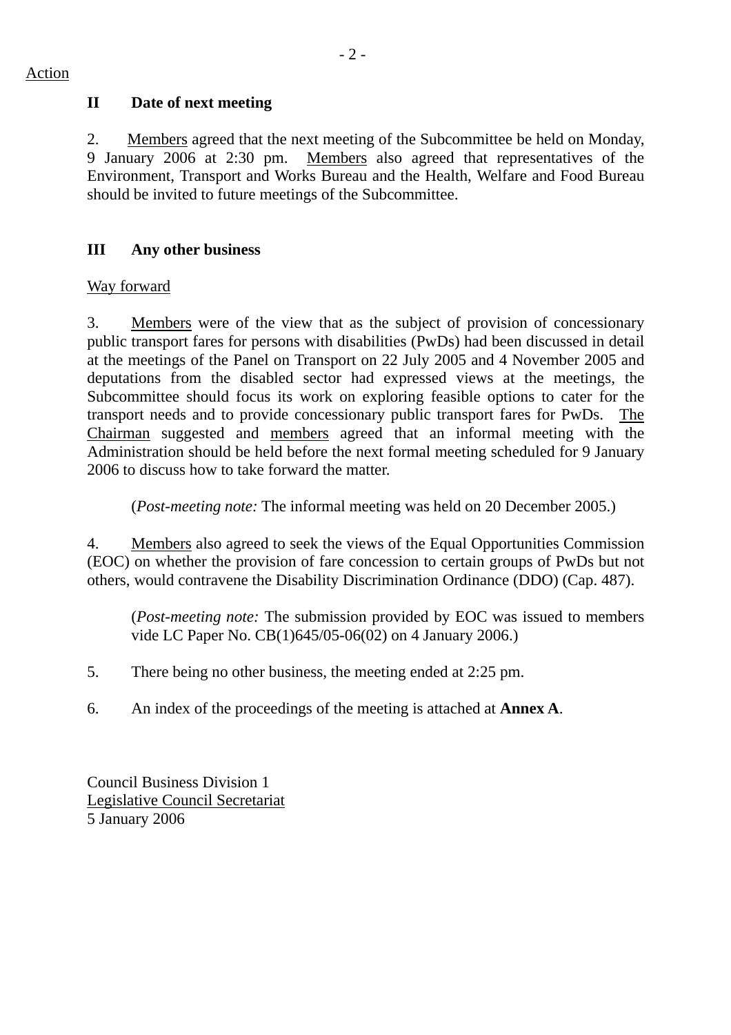Action

## II Date of next meeting

2. Members agreed that the next meeting of the Subcommittee be held on Monday, 9 January 2006 at 2:30 pm. Members also agreed that representatives of the Environment, Transport and Works Bureau and the Health, Welfare and Food Bureau should be invited to future meetings of the Subcommittee.

## III Any other business

Way forward

3. Members were of the view that as the subject of provision of concessionary public transport fares for persons with disabilities (PwDs) had been discussed in detail at the meetings of the Panel on Transport on 22 July 2005 and 4 November 2005 and deputations from the disabled sector had expressed views at the meetings, the Subcommittee should focus its work on exploring feasible options to cater for the transport needs and to provide concessionary public transport fares for PwDs. The Chairman suggested and members agreed that an informal meeting with the Administration should be held before the next formal meeting scheduled for 9 January 2006 to discuss how to take forward the matter.

(*Post-meeting note:* The informal meeting was held on 20 December 2005.)

4. Members also agreed to seek the views of the Equal Opportunities Commission (EOC) on whether the provision of fare concession to certain groups of PwDs but not others, would contravene the Disability Discrimination Ordinance (DDO) (Cap. 487).

(*Post-meeting note:* The submission provided by EOC was issued to members vide LC Paper No. CB(1)645/05-06(02) on 4 January 2006.)

5. There being no other business, the meeting ended at 2:25 pm.

6. An index of the proceedings of the meeting is attached at **Annex A**.

Council Business Division 1
Legislative Council Secretariat
5 January 2006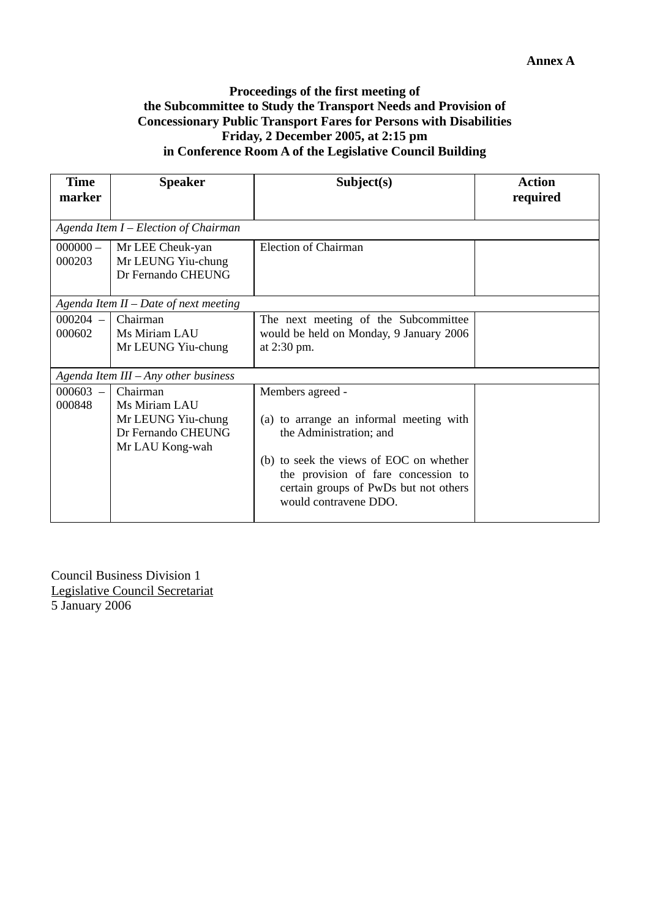**Annex A**

**Proceedings of the first meeting of the Subcommittee to Study the Transport Needs and Provision of Concessionary Public Transport Fares for Persons with Disabilities Friday, 2 December 2005, at 2:15 pm in Conference Room A of the Legislative Council Building**

| Time marker | Speaker | Subject(s) | Action required |
|---|---|---|---|
| *Agenda Item I – Election of Chairman* | | | |
| 000000 – 000203 | Mr LEE Cheuk-yan<br>Mr LEUNG Yiu-chung<br>Dr Fernando CHEUNG | Election of Chairman | |
| *Agenda Item II – Date of next meeting* | | | |
| 000204 – 000602 | Chairman<br>Ms Miriam LAU<br>Mr LEUNG Yiu-chung | The next meeting of the Subcommittee would be held on Monday, 9 January 2006 at 2:30 pm. | |
| *Agenda Item III – Any other business* | | | |
| 000603 – 000848 | Chairman<br>Ms Miriam LAU<br>Mr LEUNG Yiu-chung<br>Dr Fernando CHEUNG<br>Mr LAU Kong-wah | Members agreed -<br>(a) to arrange an informal meeting with the Administration; and<br>(b) to seek the views of EOC on whether the provision of fare concession to certain groups of PwDs but not others would contravene DDO. | |

Council Business Division 1
Legislative Council Secretariat
5 January 2006